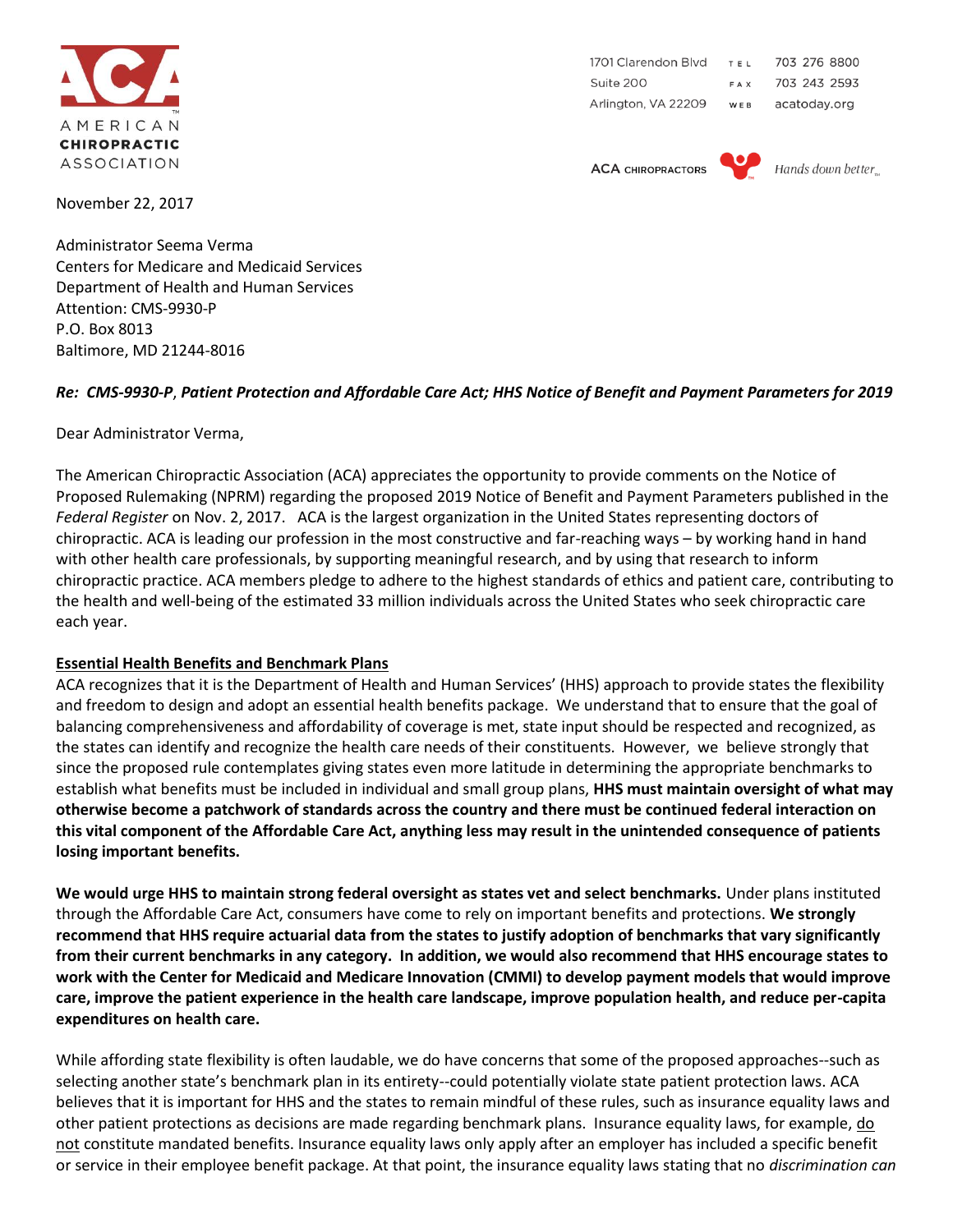AMERICAN **CHIROPRACTIC** ASSOCIATION

1701 Clarendon Blvd
Suite 200
Arlington, VA 22209

TEL 703 276 8800
FAX 703 243 2593
WEB acatoday.org

ACA CHIROPRACTORS *Hands down better*

November 22, 2017

Administrator Seema Verma
Centers for Medicare and Medicaid Services
Department of Health and Human Services
Attention: CMS-9930-P
P.O. Box 8013
Baltimore, MD 21244-8016

***Re: CMS-9930-P*, *Patient Protection and Affordable Care Act; HHS Notice of Benefit and Payment Parameters for 2019***

Dear Administrator Verma,

The American Chiropractic Association (ACA) appreciates the opportunity to provide comments on the Notice of Proposed Rulemaking (NPRM) regarding the proposed 2019 Notice of Benefit and Payment Parameters published in the *Federal Register* on Nov. 2, 2017. ACA is the largest organization in the United States representing doctors of chiropractic. ACA is leading our profession in the most constructive and far-reaching ways – by working hand in hand with other health care professionals, by supporting meaningful research, and by using that research to inform chiropractic practice. ACA members pledge to adhere to the highest standards of ethics and patient care, contributing to the health and well-being of the estimated 33 million individuals across the United States who seek chiropractic care each year.

**Essential Health Benefits and Benchmark Plans**

ACA recognizes that it is the Department of Health and Human Services' (HHS) approach to provide states the flexibility and freedom to design and adopt an essential health benefits package. We understand that to ensure that the goal of balancing comprehensiveness and affordability of coverage is met, state input should be respected and recognized, as the states can identify and recognize the health care needs of their constituents. However, we believe strongly that since the proposed rule contemplates giving states even more latitude in determining the appropriate benchmarks to establish what benefits must be included in individual and small group plans, **HHS must maintain oversight of what may otherwise become a patchwork of standards across the country and there must be continued federal interaction on this vital component of the Affordable Care Act, anything less may result in the unintended consequence of patients losing important benefits.**

**We would urge HHS to maintain strong federal oversight as states vet and select benchmarks.** Under plans instituted through the Affordable Care Act, consumers have come to rely on important benefits and protections. **We strongly recommend that HHS require actuarial data from the states to justify adoption of benchmarks that vary significantly from their current benchmarks in any category. In addition, we would also recommend that HHS encourage states to work with the Center for Medicaid and Medicare Innovation (CMMI) to develop payment models that would improve care, improve the patient experience in the health care landscape, improve population health, and reduce per-capita expenditures on health care.**

While affording state flexibility is often laudable, we do have concerns that some of the proposed approaches--such as selecting another state's benchmark plan in its entirety--could potentially violate state patient protection laws. ACA believes that it is important for HHS and the states to remain mindful of these rules, such as insurance equality laws and other patient protections as decisions are made regarding benchmark plans. Insurance equality laws, for example, do not constitute mandated benefits. Insurance equality laws only apply after an employer has included a specific benefit or service in their employee benefit package. At that point, the insurance equality laws stating that no *discrimination can*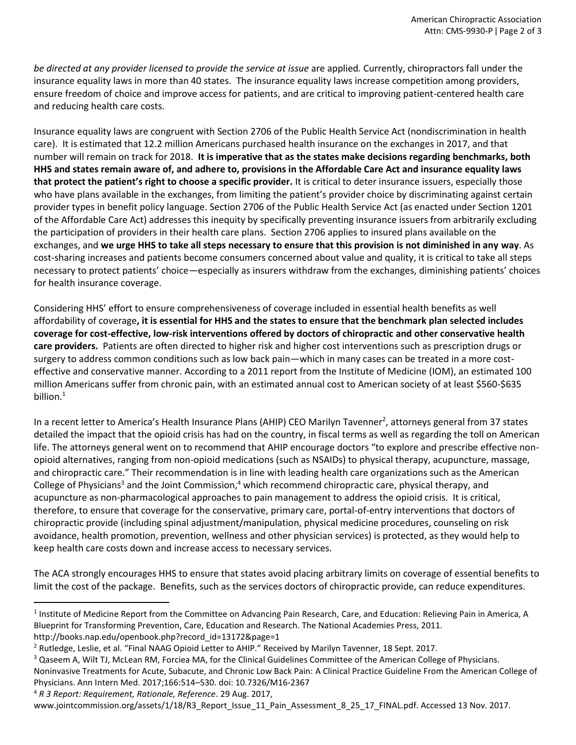*be directed at any provider licensed to provide the service at issue* are applied*.* Currently, chiropractors fall under the insurance equality laws in more than 40 states. The insurance equality laws increase competition among providers, ensure freedom of choice and improve access for patients, and are critical to improving patient-centered health care and reducing health care costs.

Insurance equality laws are congruent with Section 2706 of the Public Health Service Act (nondiscrimination in health care). It is estimated that 12.2 million Americans purchased health insurance on the exchanges in 2017, and that number will remain on track for 2018. **It is imperative that as the states make decisions regarding benchmarks, both HHS and states remain aware of, and adhere to, provisions in the Affordable Care Act and insurance equality laws that protect the patient's right to choose a specific provider.** It is critical to deter insurance issuers, especially those who have plans available in the exchanges, from limiting the patient's provider choice by discriminating against certain provider types in benefit policy language. Section 2706 of the Public Health Service Act (as enacted under Section 1201 of the Affordable Care Act) addresses this inequity by specifically preventing insurance issuers from arbitrarily excluding the participation of providers in their health care plans. Section 2706 applies to insured plans available on the exchanges, and **we urge HHS to take all steps necessary to ensure that this provision is not diminished in any way**. As cost-sharing increases and patients become consumers concerned about value and quality, it is critical to take all steps necessary to protect patients' choice—especially as insurers withdraw from the exchanges, diminishing patients' choices for health insurance coverage.

Considering HHS' effort to ensure comprehensiveness of coverage included in essential health benefits as well affordability of coverage**, it is essential for HHS and the states to ensure that the benchmark plan selected includes coverage for cost-effective, low-risk interventions offered by doctors of chiropractic and other conservative health care providers.** Patients are often directed to higher risk and higher cost interventions such as prescription drugs or surgery to address common conditions such as low back pain—which in many cases can be treated in a more cost-effective and conservative manner. According to a 2011 report from the Institute of Medicine (IOM), an estimated 100 million Americans suffer from chronic pain, with an estimated annual cost to American society of at least $560-$635 billion.[1]

In a recent letter to America's Health Insurance Plans (AHIP) CEO Marilyn Tavenner[2], attorneys general from 37 states detailed the impact that the opioid crisis has had on the country, in fiscal terms as well as regarding the toll on American life. The attorneys general went on to recommend that AHIP encourage doctors "to explore and prescribe effective non-opioid alternatives, ranging from non-opioid medications (such as NSAIDs) to physical therapy, acupuncture, massage, and chiropractic care." Their recommendation is in line with leading health care organizations such as the American College of Physicians[3] and the Joint Commission,[4] which recommend chiropractic care, physical therapy, and acupuncture as non-pharmacological approaches to pain management to address the opioid crisis. It is critical, therefore, to ensure that coverage for the conservative, primary care, portal-of-entry interventions that doctors of chiropractic provide (including spinal adjustment/manipulation, physical medicine procedures, counseling on risk avoidance, health promotion, prevention, wellness and other physician services) is protected, as they would help to keep health care costs down and increase access to necessary services.

The ACA strongly encourages HHS to ensure that states avoid placing arbitrary limits on coverage of essential benefits to limit the cost of the package. Benefits, such as the services doctors of chiropractic provide, can reduce expenditures.

---

[1] Institute of Medicine Report from the Committee on Advancing Pain Research, Care, and Education: Relieving Pain in America, A Blueprint for Transforming Prevention, Care, Education and Research. The National Academies Press, 2011. http://books.nap.edu/openbook.php?record_id=13172&page=1

[2] Rutledge, Leslie, et al. "Final NAAG Opioid Letter to AHIP." Received by Marilyn Tavenner, 18 Sept. 2017.

[3] Qaseem A, Wilt TJ, McLean RM, Forciea MA, for the Clinical Guidelines Committee of the American College of Physicians. Noninvasive Treatments for Acute, Subacute, and Chronic Low Back Pain: A Clinical Practice Guideline From the American College of Physicians. Ann Intern Med. 2017;166:514–530. doi: 10.7326/M16-2367

[4] *R 3 Report: Requirement, Rationale, Reference*. 29 Aug. 2017, www.jointcommission.org/assets/1/18/R3_Report_Issue_11_Pain_Assessment_8_25_17_FINAL.pdf. Accessed 13 Nov. 2017.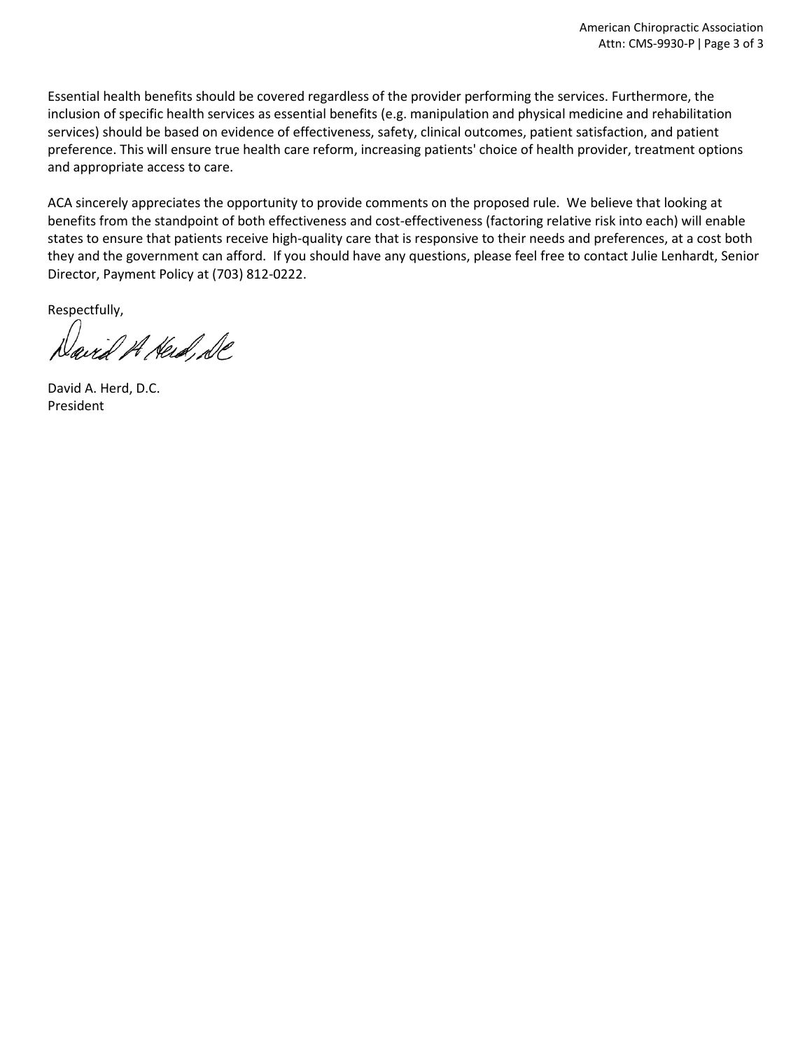Essential health benefits should be covered regardless of the provider performing the services. Furthermore, the inclusion of specific health services as essential benefits (e.g. manipulation and physical medicine and rehabilitation services) should be based on evidence of effectiveness, safety, clinical outcomes, patient satisfaction, and patient preference. This will ensure true health care reform, increasing patients' choice of health provider, treatment options and appropriate access to care.

ACA sincerely appreciates the opportunity to provide comments on the proposed rule. We believe that looking at benefits from the standpoint of both effectiveness and cost-effectiveness (factoring relative risk into each) will enable states to ensure that patients receive high-quality care that is responsive to their needs and preferences, at a cost both they and the government can afford. If you should have any questions, please feel free to contact Julie Lenhardt, Senior Director, Payment Policy at (703) 812-0222.

Respectfully,

David A. Herd, D.C.
President